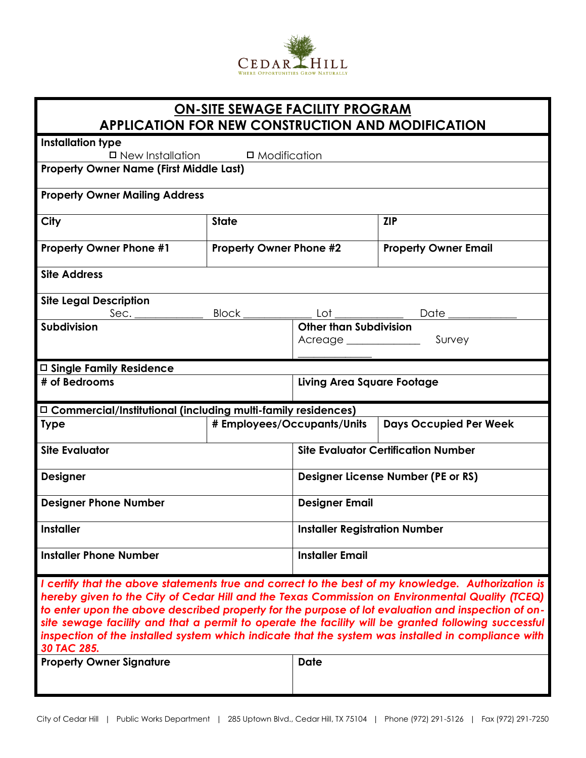CEDAR HILL
WHERE OPPORTUNITIES GROW NATURALLY

# ON-SITE SEWAGE FACILITY PROGRAM
## APPLICATION FOR NEW CONSTRUCTION AND MODIFICATION

**Installation type**

☐ New Installation ☐ Modification

| **Property Owner Name (First Middle Last)** | | |
|---|---|---|
| **Property Owner Mailing Address** | | |
| **City** | **State** | **ZIP** |
| **Property Owner Phone #1** | **Property Owner Phone #2** | **Property Owner Email** |
| **Site Address** | | |

**Site Legal Description**

Sec. ____________ Block ____________ Lot ____________ Date ____________

| **Subdivision** | **Other than Subdivision** Acreage ____________ Survey ____________ |
|---|---|

☐ **Single Family Residence**

| **# of Bedrooms** | **Living Area Square Footage** |
|---|---|

☐ **Commercial/Institutional (including multi-family residences)**

| **Type** | **# Employees/Occupants/Units** | **Days Occupied Per Week** |
|---|---|---|

| **Site Evaluator** | **Site Evaluator Certification Number** |
|---|---|
| **Designer** | **Designer License Number (PE or RS)** |
| **Designer Phone Number** | **Designer Email** |
| **Installer** | **Installer Registration Number** |
| **Installer Phone Number** | **Installer Email** |

***I certify that the above statements true and correct to the best of my knowledge. Authorization is hereby given to the City of Cedar Hill and the Texas Commission on Environmental Quality (TCEQ) to enter upon the above described property for the purpose of lot evaluation and inspection of on-site sewage facility and that a permit to operate the facility will be granted following successful inspection of the installed system which indicate that the system was installed in compliance with 30 TAC 285.***

| **Property Owner Signature** | **Date** |
|---|---|

City of Cedar Hill | Public Works Department | 285 Uptown Blvd., Cedar Hill, TX 75104 | Phone (972) 291-5126 | Fax (972) 291-7250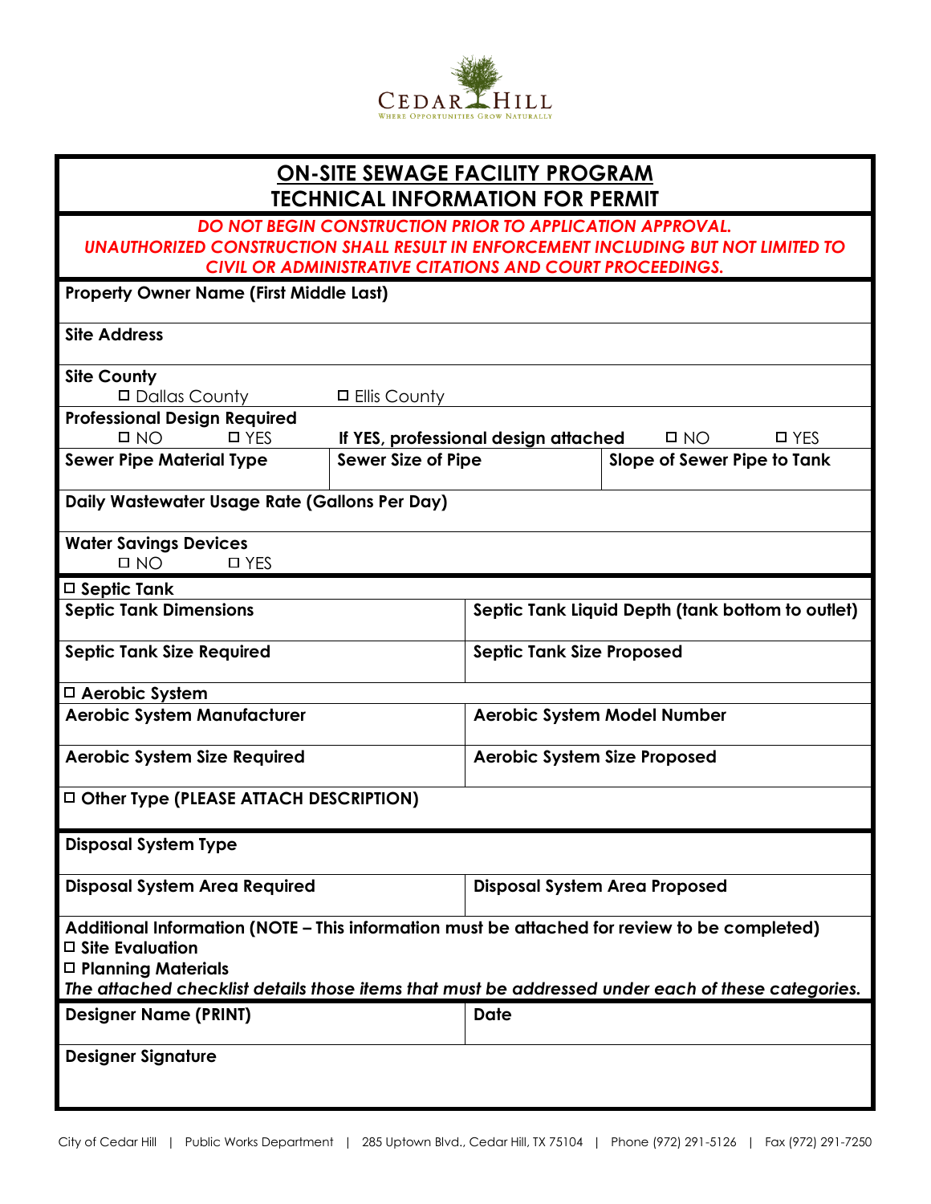CEDAR HILL
WHERE OPPORTUNITIES GROW NATURALLY

# ON-SITE SEWAGE FACILITY PROGRAM
## TECHNICAL INFORMATION FOR PERMIT

***DO NOT BEGIN CONSTRUCTION PRIOR TO APPLICATION APPROVAL.***
***UNAUTHORIZED CONSTRUCTION SHALL RESULT IN ENFORCEMENT INCLUDING BUT NOT LIMITED TO CIVIL OR ADMINISTRATIVE CITATIONS AND COURT PROCEEDINGS.***

**Property Owner Name (First Middle Last)**

**Site Address**

**Site County**
☐ Dallas County ☐ Ellis County

**Professional Design Required**
☐ NO ☐ YES **If YES, professional design attached** ☐ NO ☐ YES

| **Sewer Pipe Material Type** | **Sewer Size of Pipe** | **Slope of Sewer Pipe to Tank** |
|---|---|---|
| | | |

**Daily Wastewater Usage Rate (Gallons Per Day)**

**Water Savings Devices**
☐ NO ☐ YES

**☐ Septic Tank**

| **Septic Tank Dimensions** | **Septic Tank Liquid Depth (tank bottom to outlet)** |
|---|---|
| **Septic Tank Size Required** | **Septic Tank Size Proposed** |

**☐ Aerobic System**

| **Aerobic System Manufacturer** | **Aerobic System Model Number** |
|---|---|
| **Aerobic System Size Required** | **Aerobic System Size Proposed** |

**☐ Other Type (PLEASE ATTACH DESCRIPTION)**

**Disposal System Type**

| **Disposal System Area Required** | **Disposal System Area Proposed** |
|---|---|
| | |

**Additional Information (NOTE – This information must be attached for review to be completed)**
**☐ Site Evaluation**
**☐ Planning Materials**
***The attached checklist details those items that must be addressed under each of these categories.***

| **Designer Name (PRINT)** | **Date** |
|---|---|
| | |

**Designer Signature**

City of Cedar Hill | Public Works Department | 285 Uptown Blvd., Cedar Hill, TX 75104 | Phone (972) 291-5126 | Fax (972) 291-7250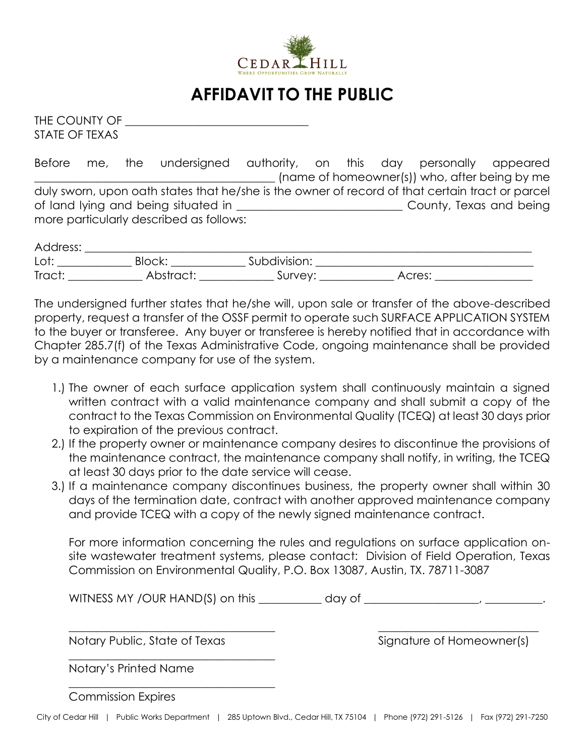CEDAR HILL
WHERE OPPORTUNITIES GROW NATURALLY

# AFFIDAVIT TO THE PUBLIC

THE COUNTY OF ______________________________
STATE OF TEXAS

Before me, the undersigned authority, on this day personally appeared ________________________________________ (name of homeowner(s)) who, after being by me duly sworn, upon oath states that he/she is the owner of record of that certain tract or parcel of land lying and being situated in ___________________________ County, Texas and being more particularly described as follows:

Address: ___________________________________________________________________________
Lot: ____________ Block: ____________ Subdivision: ____________________________________
Tract: ____________ Abstract: ____________ Survey: ____________ Acres: ________________

The undersigned further states that he/she will, upon sale or transfer of the above-described property, request a transfer of the OSSF permit to operate such SURFACE APPLICATION SYSTEM to the buyer or transferee. Any buyer or transferee is hereby notified that in accordance with Chapter 285.7(f) of the Texas Administrative Code, ongoing maintenance shall be provided by a maintenance company for use of the system.

1.) The owner of each surface application system shall continuously maintain a signed written contract with a valid maintenance company and shall submit a copy of the contract to the Texas Commission on Environmental Quality (TCEQ) at least 30 days prior to expiration of the previous contract.
2.) If the property owner or maintenance company desires to discontinue the provisions of the maintenance contract, the maintenance company shall notify, in writing, the TCEQ at least 30 days prior to the date service will cease.
3.) If a maintenance company discontinues business, the property owner shall within 30 days of the termination date, contract with another approved maintenance company and provide TCEQ with a copy of the newly signed maintenance contract.

For more information concerning the rules and regulations on surface application on-site wastewater treatment systems, please contact: Division of Field Operation, Texas Commission on Environmental Quality, P.O. Box 13087, Austin, TX. 78711-3087

WITNESS MY /OUR HAND(S) on this __________ day of ___________________, __________.

___________________________________ ___________________________
Notary Public, State of Texas Signature of Homeowner(s)

___________________________________
Notary's Printed Name

___________________________________
Commission Expires

City of Cedar Hill | Public Works Department | 285 Uptown Blvd., Cedar Hill, TX 75104 | Phone (972) 291-5126 | Fax (972) 291-7250